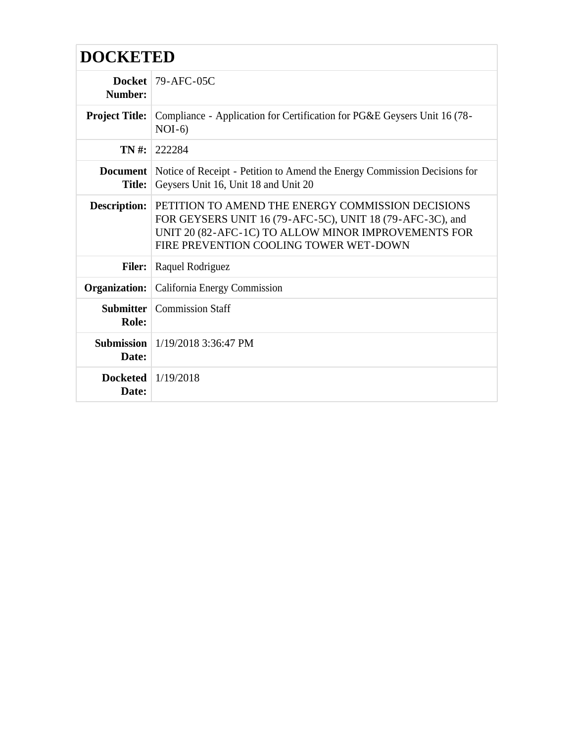# DOCKETED

| | |
|---|---|
| **Docket Number:** | 79-AFC-05C |
| **Project Title:** | Compliance - Application for Certification for PG&E Geysers Unit 16 (78-NOI-6) |
| **TN #:** | 222284 |
| **Document Title:** | Notice of Receipt - Petition to Amend the Energy Commission Decisions for Geysers Unit 16, Unit 18 and Unit 20 |
| **Description:** | PETITION TO AMEND THE ENERGY COMMISSION DECISIONS FOR GEYSERS UNIT 16 (79-AFC-5C), UNIT 18 (79-AFC-3C), and UNIT 20 (82-AFC-1C) TO ALLOW MINOR IMPROVEMENTS FOR FIRE PREVENTION COOLING TOWER WET-DOWN |
| **Filer:** | Raquel Rodriguez |
| **Organization:** | California Energy Commission |
| **Submitter Role:** | Commission Staff |
| **Submission Date:** | 1/19/2018 3:36:47 PM |
| **Docketed Date:** | 1/19/2018 |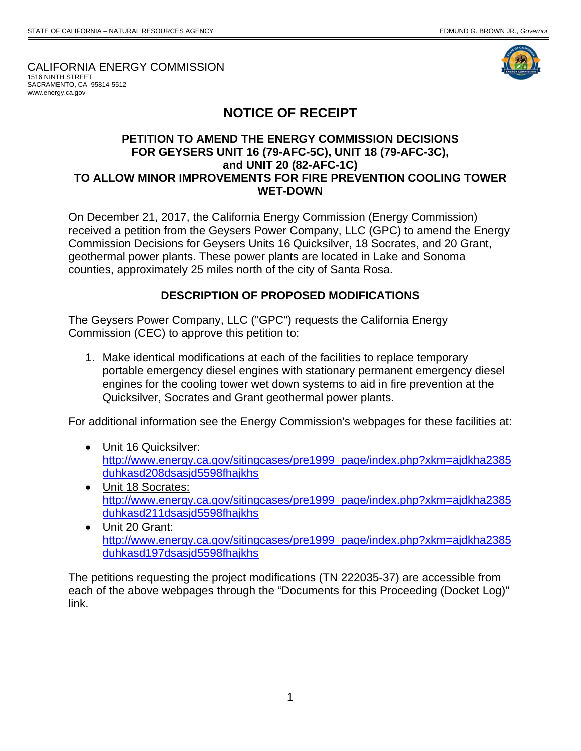STATE OF CALIFORNIA – NATURAL RESOURCES AGENCY

EDMUND G. BROWN JR., *Governor*

CALIFORNIA ENERGY COMMISSION
1516 NINTH STREET
SACRAMENTO, CA 95814-5512
www.energy.ca.gov

# NOTICE OF RECEIPT

## PETITION TO AMEND THE ENERGY COMMISSION DECISIONS FOR GEYSERS UNIT 16 (79-AFC-5C), UNIT 18 (79-AFC-3C), and UNIT 20 (82-AFC-1C) TO ALLOW MINOR IMPROVEMENTS FOR FIRE PREVENTION COOLING TOWER WET-DOWN

On December 21, 2017, the California Energy Commission (Energy Commission) received a petition from the Geysers Power Company, LLC (GPC) to amend the Energy Commission Decisions for Geysers Units 16 Quicksilver, 18 Socrates, and 20 Grant, geothermal power plants. These power plants are located in Lake and Sonoma counties, approximately 25 miles north of the city of Santa Rosa.

## DESCRIPTION OF PROPOSED MODIFICATIONS

The Geysers Power Company, LLC ("GPC") requests the California Energy Commission (CEC) to approve this petition to:

1. Make identical modifications at each of the facilities to replace temporary portable emergency diesel engines with stationary permanent emergency diesel engines for the cooling tower wet down systems to aid in fire prevention at the Quicksilver, Socrates and Grant geothermal power plants.

For additional information see the Energy Commission's webpages for these facilities at:

- Unit 16 Quicksilver: http://www.energy.ca.gov/sitingcases/pre1999_page/index.php?xkm=ajdkha2385duhkasd208dsasjd5598fhajkhs
- Unit 18 Socrates: http://www.energy.ca.gov/sitingcases/pre1999_page/index.php?xkm=ajdkha2385duhkasd211dsasjd5598fhajkhs
- Unit 20 Grant: http://www.energy.ca.gov/sitingcases/pre1999_page/index.php?xkm=ajdkha2385duhkasd197dsasjd5598fhajkhs

The petitions requesting the project modifications (TN 222035-37) are accessible from each of the above webpages through the "Documents for this Proceeding (Docket Log)" link.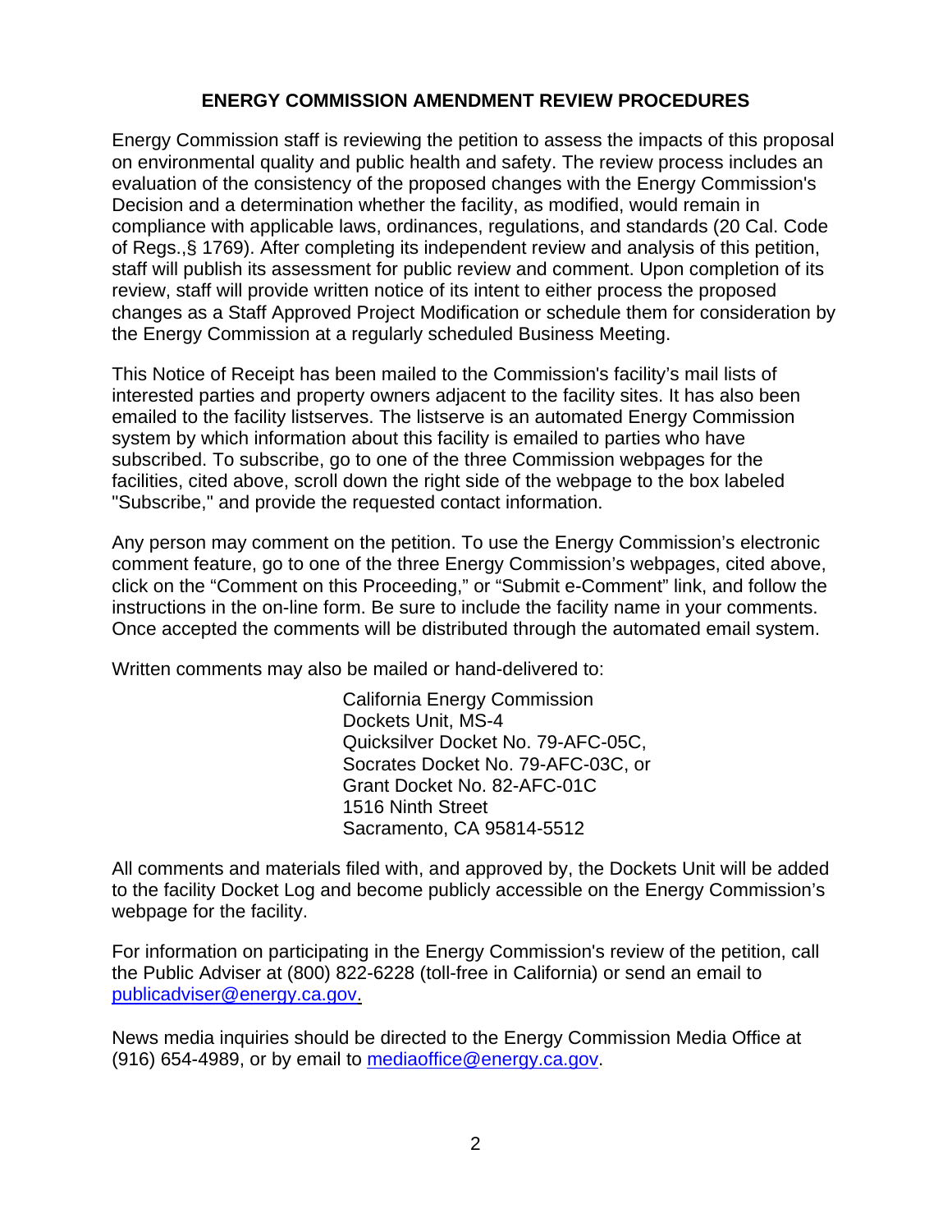## ENERGY COMMISSION AMENDMENT REVIEW PROCEDURES

Energy Commission staff is reviewing the petition to assess the impacts of this proposal on environmental quality and public health and safety. The review process includes an evaluation of the consistency of the proposed changes with the Energy Commission's Decision and a determination whether the facility, as modified, would remain in compliance with applicable laws, ordinances, regulations, and standards (20 Cal. Code of Regs.,§ 1769). After completing its independent review and analysis of this petition, staff will publish its assessment for public review and comment. Upon completion of its review, staff will provide written notice of its intent to either process the proposed changes as a Staff Approved Project Modification or schedule them for consideration by the Energy Commission at a regularly scheduled Business Meeting.

This Notice of Receipt has been mailed to the Commission's facility's mail lists of interested parties and property owners adjacent to the facility sites. It has also been emailed to the facility listserves. The listserve is an automated Energy Commission system by which information about this facility is emailed to parties who have subscribed. To subscribe, go to one of the three Commission webpages for the facilities, cited above, scroll down the right side of the webpage to the box labeled "Subscribe," and provide the requested contact information.

Any person may comment on the petition. To use the Energy Commission's electronic comment feature, go to one of the three Energy Commission's webpages, cited above, click on the "Comment on this Proceeding," or "Submit e-Comment" link, and follow the instructions in the on-line form. Be sure to include the facility name in your comments. Once accepted the comments will be distributed through the automated email system.

Written comments may also be mailed or hand-delivered to:

California Energy Commission
Dockets Unit, MS-4
Quicksilver Docket No. 79-AFC-05C,
Socrates Docket No. 79-AFC-03C, or
Grant Docket No. 82-AFC-01C
1516 Ninth Street
Sacramento, CA 95814-5512

All comments and materials filed with, and approved by, the Dockets Unit will be added to the facility Docket Log and become publicly accessible on the Energy Commission's webpage for the facility.

For information on participating in the Energy Commission's review of the petition, call the Public Adviser at (800) 822-6228 (toll-free in California) or send an email to publicadviser@energy.ca.gov.

News media inquiries should be directed to the Energy Commission Media Office at (916) 654-4989, or by email to mediaoffice@energy.ca.gov.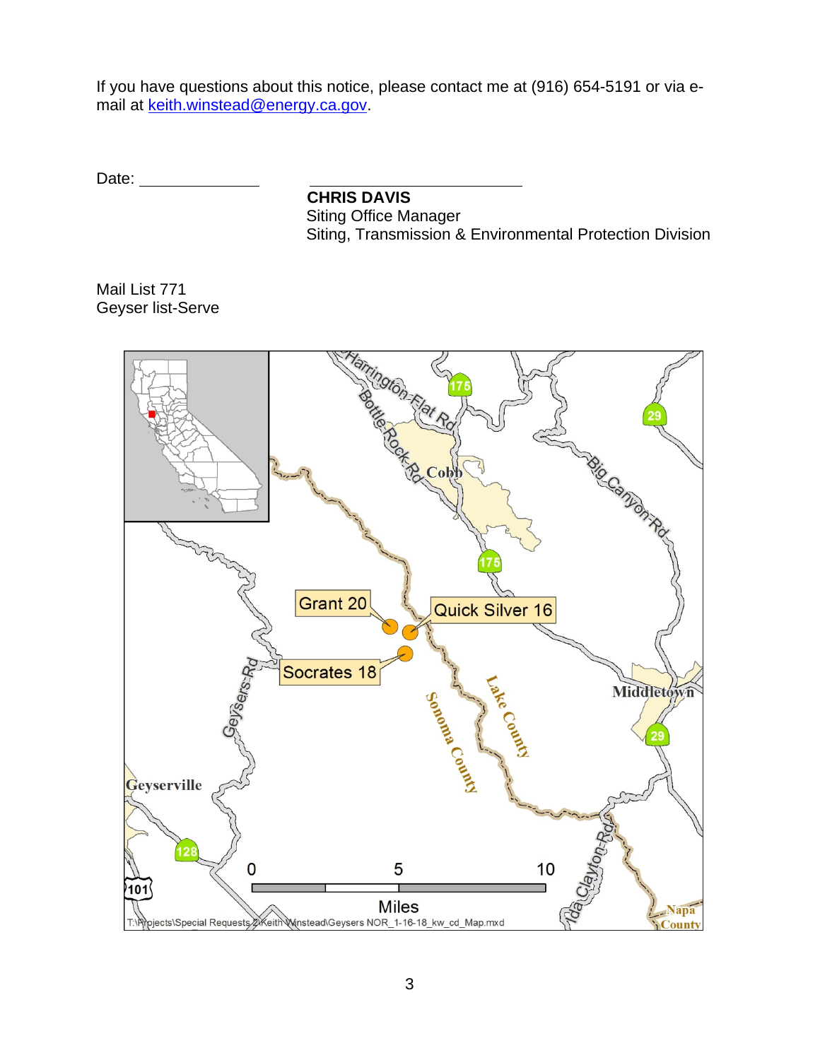If you have questions about this notice, please contact me at (916) 654-5191 or via e-mail at keith.winstead@energy.ca.gov.

Date: ______________

**CHRIS DAVIS**
Siting Office Manager
Siting, Transmission & Environmental Protection Division

Mail List 771
Geyser list-Serve

Harrington-Flat Rd
Bottle-Rock-Rd
Cobb
175
29
Big-Canyon-Rd
175
Grant 20
Quick Silver 16
Socrates 18
Geysers-Rd
Sonoma County
Lake County
Middletown
29
Geyserville
128
101
0
5
10
Miles
Ida Clayton-Rd
Napa County
T:\Projects\Special Requests 2\Keith Winstead\Geysers NOR_1-16-18_kw_cd_Map.mxd